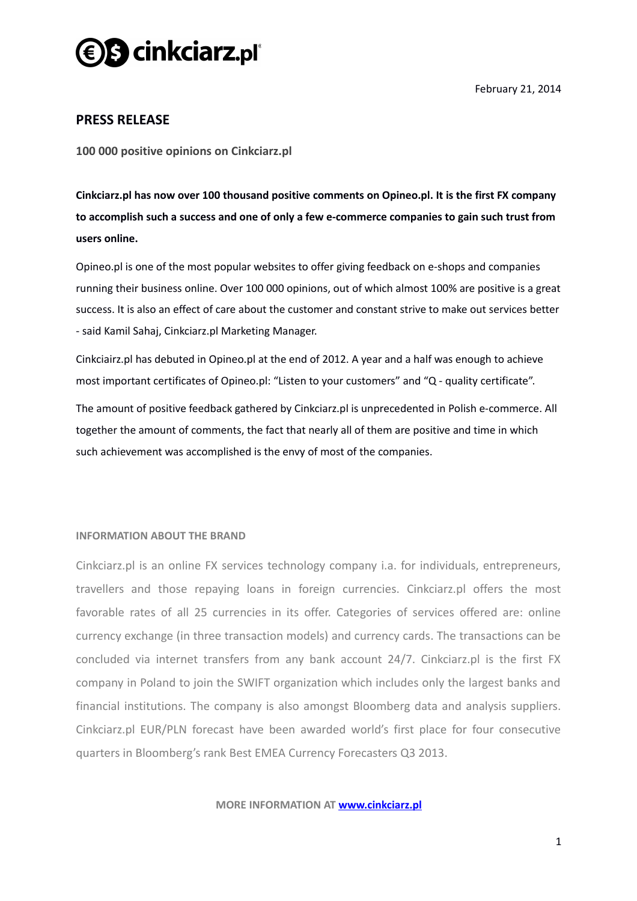cinkciarz.pl

February 21, 2014

## PRESS RELEASE

**100 000 positive opinions on Cinkciarz.pl**

**Cinkciarz.pl has now over 100 thousand positive comments on Opineo.pl. It is the first FX company to accomplish such a success and one of only a few e-commerce companies to gain such trust from users online.**

Opineo.pl is one of the most popular websites to offer giving feedback on e-shops and companies running their business online. Over 100 000 opinions, out of which almost 100% are positive is a great success. It is also an effect of care about the customer and constant strive to make out services better - said Kamil Sahaj, Cinkciarz.pl Marketing Manager.

Cinkciairz.pl has debuted in Opineo.pl at the end of 2012. A year and a half was enough to achieve most important certificates of Opineo.pl: "Listen to your customers" and "Q - quality certificate".

The amount of positive feedback gathered by Cinkciarz.pl is unprecedented in Polish e-commerce. All together the amount of comments, the fact that nearly all of them are positive and time in which such achievement was accomplished is the envy of most of the companies.

### INFORMATION ABOUT THE BRAND

Cinkciarz.pl is an online FX services technology company i.a. for individuals, entrepreneurs, travellers and those repaying loans in foreign currencies. Cinkciarz.pl offers the most favorable rates of all 25 currencies in its offer. Categories of services offered are: online currency exchange (in three transaction models) and currency cards. The transactions can be concluded via internet transfers from any bank account 24/7. Cinkciarz.pl is the first FX company in Poland to join the SWIFT organization which includes only the largest banks and financial institutions. The company is also amongst Bloomberg data and analysis suppliers. Cinkciarz.pl EUR/PLN forecast have been awarded world's first place for four consecutive quarters in Bloomberg's rank Best EMEA Currency Forecasters Q3 2013.

**MORE INFORMATION AT [www.cinkciarz.pl](http://www.cinkciarz.pl)**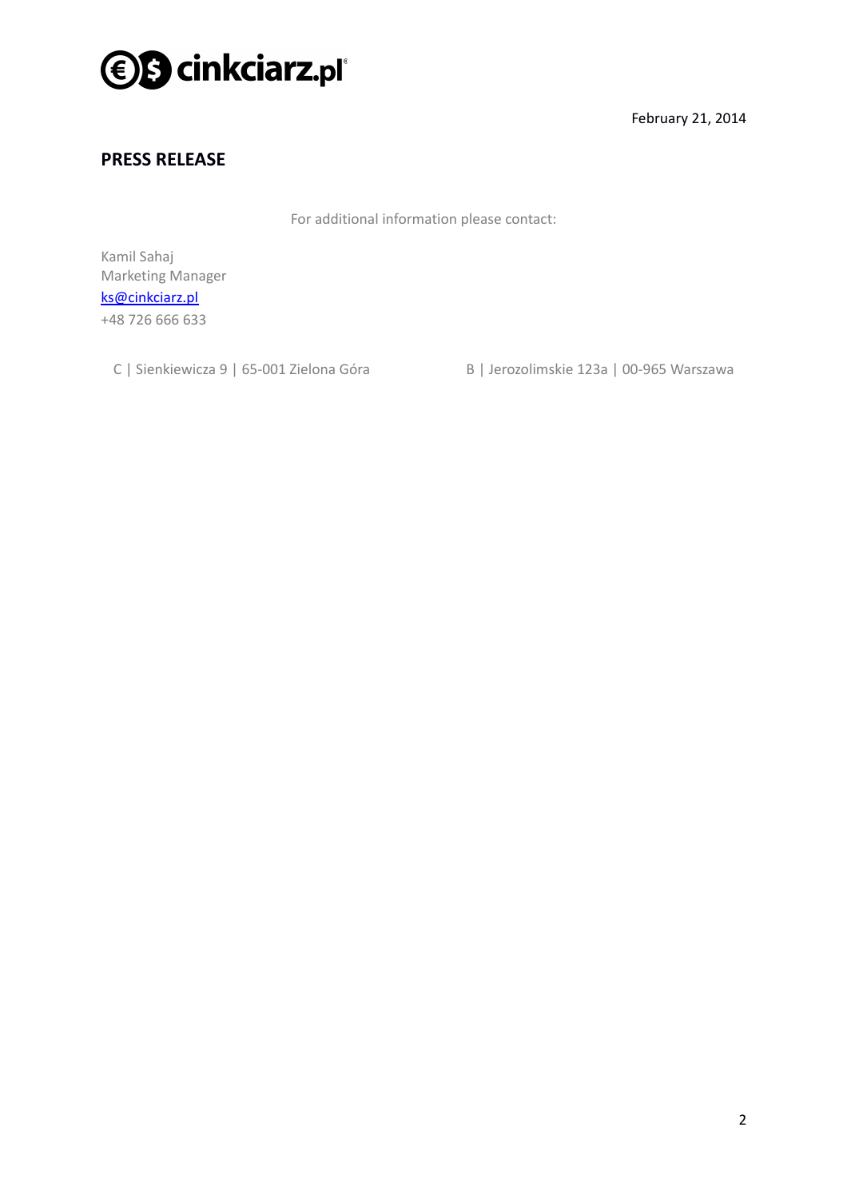cinkciarz.pl®

February 21, 2014

## PRESS RELEASE

For additional information please contact:

Kamil Sahaj
Marketing Manager
ks@cinkciarz.pl
+48 726 666 633

C | Sienkiewicza 9 | 65-001 Zielona Góra

B | Jerozolimskie 123a | 00-965 Warszawa